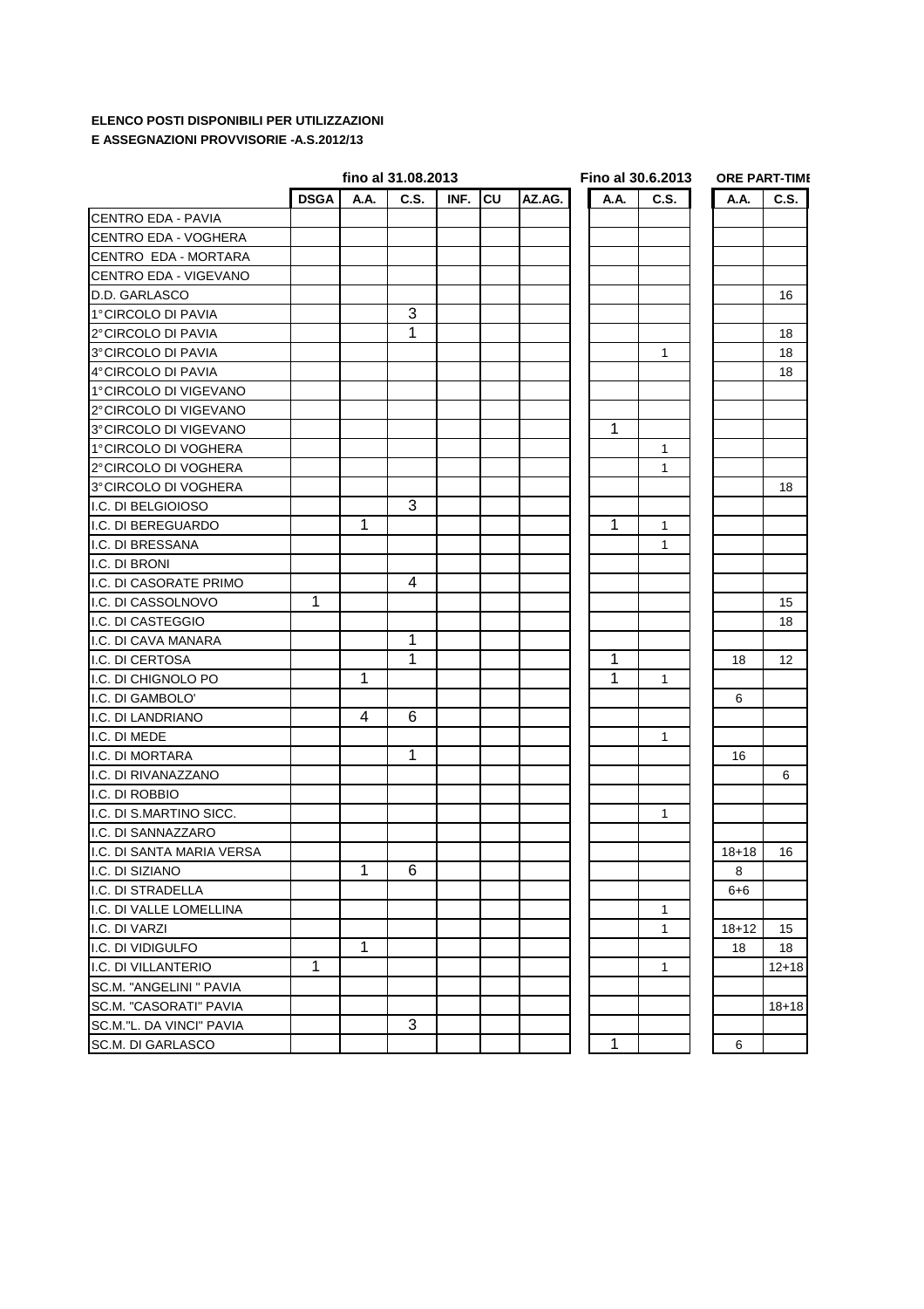**ELENCO POSTI DISPONIBILI PER UTILIZZAZIONI**
**E ASSEGNAZIONI PROVVISORIE -A.S.2012/13**

| | fino al 31.08.2013 | | | | | | Fino al 30.6.2013 | | ORE PART-TIME | |
|---|---|---|---|---|---|---|---|---|---|---|
| | DSGA | A.A. | C.S. | INF. | CU | AZ.AG. | A.A. | C.S. | A.A. | C.S. |
| CENTRO EDA - PAVIA | | | | | | | | | | |
| CENTRO EDA - VOGHERA | | | | | | | | | | |
| CENTRO EDA - MORTARA | | | | | | | | | | |
| CENTRO EDA - VIGEVANO | | | | | | | | | | |
| D.D. GARLASCO | | | | | | | | | | 16 |
| 1°CIRCOLO DI PAVIA | | | 3 | | | | | | | |
| 2°CIRCOLO DI PAVIA | | | 1 | | | | | | | 18 |
| 3°CIRCOLO DI PAVIA | | | | | | | | 1 | | 18 |
| 4°CIRCOLO DI PAVIA | | | | | | | | | | 18 |
| 1°CIRCOLO DI VIGEVANO | | | | | | | | | | |
| 2°CIRCOLO DI VIGEVANO | | | | | | | | | | |
| 3°CIRCOLO DI VIGEVANO | | | | | | | 1 | | | |
| 1°CIRCOLO DI VOGHERA | | | | | | | | 1 | | |
| 2°CIRCOLO DI VOGHERA | | | | | | | | 1 | | |
| 3°CIRCOLO DI VOGHERA | | | | | | | | | | 18 |
| I.C. DI BELGIOIOSO | | | 3 | | | | | | | |
| I.C. DI BEREGUARDO | | 1 | | | | | 1 | 1 | | |
| I.C. DI BRESSANA | | | | | | | | 1 | | |
| I.C. DI BRONI | | | | | | | | | | |
| I.C. DI CASORATE PRIMO | | | 4 | | | | | | | |
| I.C. DI CASSOLNOVO | 1 | | | | | | | | | 15 |
| I.C. DI CASTEGGIO | | | | | | | | | | 18 |
| I.C. DI CAVA MANARA | | | 1 | | | | | | | |
| I.C. DI CERTOSA | | | 1 | | | | 1 | | 18 | 12 |
| I.C. DI CHIGNOLO PO | | 1 | | | | | 1 | 1 | | |
| I.C. DI GAMBOLO' | | | | | | | | | 6 | |
| I.C. DI LANDRIANO | | 4 | 6 | | | | | | | |
| I.C. DI MEDE | | | | | | | | 1 | | |
| I.C. DI MORTARA | | | 1 | | | | | | 16 | |
| I.C. DI RIVANAZZANO | | | | | | | | | | 6 |
| I.C. DI ROBBIO | | | | | | | | | | |
| I.C. DI S.MARTINO SICC. | | | | | | | | 1 | | |
| I.C. DI SANNAZZARO | | | | | | | | | | |
| I.C. DI SANTA MARIA VERSA | | | | | | | | | 18+18 | 16 |
| I.C. DI SIZIANO | | 1 | 6 | | | | | | 8 | |
| I.C. DI STRADELLA | | | | | | | | | 6+6 | |
| I.C. DI VALLE LOMELLINA | | | | | | | | 1 | | |
| I.C. DI VARZI | | | | | | | | 1 | 18+12 | 15 |
| I.C. DI VIDIGULFO | | 1 | | | | | | | 18 | 18 |
| I.C. DI VILLANTERIO | 1 | | | | | | | 1 | | 12+18 |
| SC.M. "ANGELINI " PAVIA | | | | | | | | | | |
| SC.M. "CASORATI" PAVIA | | | | | | | | | | 18+18 |
| SC.M."L. DA VINCI" PAVIA | | | 3 | | | | | | | |
| SC.M. DI GARLASCO | | | | | | | 1 | | 6 | |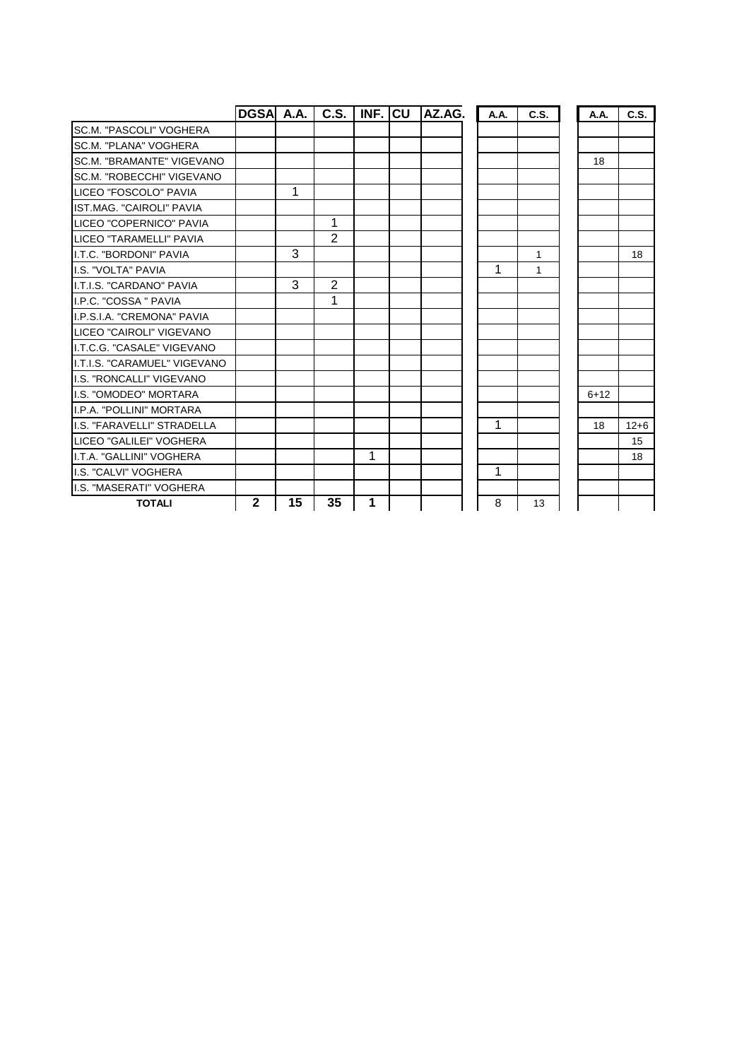| | DGSA | A.A. | C.S. | INF. | CU | AZ.AG. | A.A. | C.S. | A.A. | C.S. |
|---|---|---|---|---|---|---|---|---|---|---|
| SC.M. "PASCOLI" VOGHERA | | | | | | | | | | |
| SC.M. "PLANA" VOGHERA | | | | | | | | | | |
| SC.M. "BRAMANTE" VIGEVANO | | | | | | | | | 18 | |
| SC.M. "ROBECCHI" VIGEVANO | | | | | | | | | | |
| LICEO "FOSCOLO" PAVIA | | 1 | | | | | | | | |
| IST.MAG. "CAIROLI" PAVIA | | | | | | | | | | |
| LICEO "COPERNICO" PAVIA | | | 1 | | | | | | | |
| LICEO "TARAMELLI" PAVIA | | | 2 | | | | | | | |
| I.T.C. "BORDONI" PAVIA | | 3 | | | | | | 1 | | 18 |
| I.S. "VOLTA" PAVIA | | | | | | | 1 | 1 | | |
| I.T.I.S. "CARDANO" PAVIA | | 3 | 2 | | | | | | | |
| I.P.C. "COSSA " PAVIA | | | 1 | | | | | | | |
| I.P.S.I.A. "CREMONA" PAVIA | | | | | | | | | | |
| LICEO "CAIROLI" VIGEVANO | | | | | | | | | | |
| I.T.C.G. "CASALE" VIGEVANO | | | | | | | | | | |
| I.T.I.S. "CARAMUEL" VIGEVANO | | | | | | | | | | |
| I.S. "RONCALLI" VIGEVANO | | | | | | | | | | |
| I.S. "OMODEO" MORTARA | | | | | | | | | 6+12 | |
| I.P.A. "POLLINI" MORTARA | | | | | | | | | | |
| I.S. "FARAVELLI" STRADELLA | | | | | | | 1 | | 18 | 12+6 |
| LICEO "GALILEI" VOGHERA | | | | | | | | | | 15 |
| I.T.A. "GALLINI" VOGHERA | | | | 1 | | | | | | 18 |
| I.S. "CALVI" VOGHERA | | | | | | | 1 | | | |
| I.S. "MASERATI" VOGHERA | | | | | | | | | | |
| **TOTALI** | **2** | **15** | **35** | **1** | | | 8 | 13 | | |